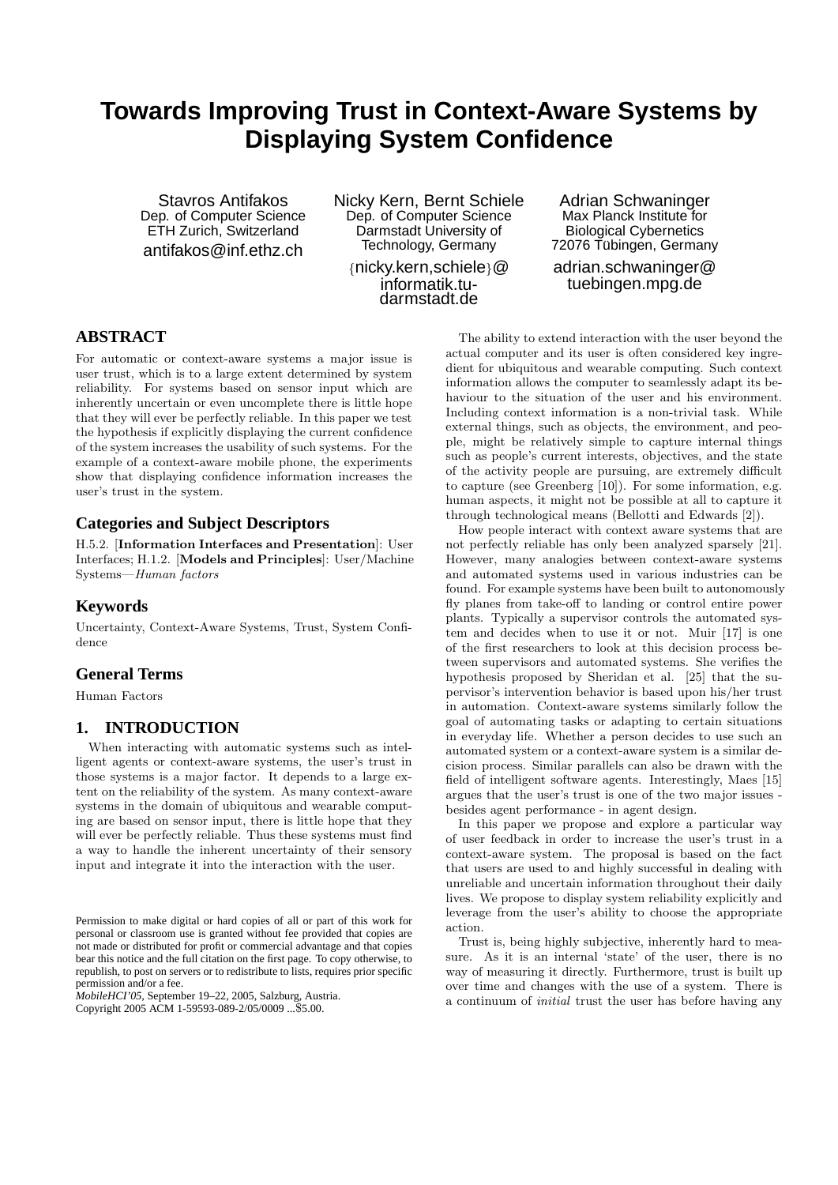# Towards Improving Trust in Context-Aware Systems by Displaying System Confidence

Stavros Antifakos
Dep. of Computer Science
ETH Zurich, Switzerland
antifakos@inf.ethz.ch

Nicky Kern, Bernt Schiele
Dep. of Computer Science
Darmstadt University of Technology, Germany
{nicky.kern,schiele}@informatik.tu-darmstadt.de

Adrian Schwaninger
Max Planck Institute for Biological Cybernetics
72076 Tübingen, Germany
adrian.schwaninger@tuebingen.mpg.de

## ABSTRACT

For automatic or context-aware systems a major issue is user trust, which is to a large extent determined by system reliability. For systems based on sensor input which are inherently uncertain or even uncomplete there is little hope that they will ever be perfectly reliable. In this paper we test the hypothesis if explicitly displaying the current confidence of the system increases the usability of such systems. For the example of a context-aware mobile phone, the experiments show that displaying confidence information increases the user's trust in the system.

## Categories and Subject Descriptors

H.5.2. [**Information Interfaces and Presentation**]: User Interfaces; H.1.2. [**Models and Principles**]: User/Machine Systems—*Human factors*

## Keywords

Uncertainty, Context-Aware Systems, Trust, System Confidence

## General Terms

Human Factors

## 1. INTRODUCTION

When interacting with automatic systems such as intelligent agents or context-aware systems, the user's trust in those systems is a major factor. It depends to a large extent on the reliability of the system. As many context-aware systems in the domain of ubiquitous and wearable computing are based on sensor input, there is little hope that they will ever be perfectly reliable. Thus these systems must find a way to handle the inherent uncertainty of their sensory input and integrate it into the interaction with the user.

Permission to make digital or hard copies of all or part of this work for personal or classroom use is granted without fee provided that copies are not made or distributed for profit or commercial advantage and that copies bear this notice and the full citation on the first page. To copy otherwise, to republish, to post on servers or to redistribute to lists, requires prior specific permission and/or a fee.
*MobileHCI'05*, September 19–22, 2005, Salzburg, Austria.
Copyright 2005 ACM 1-59593-089-2/05/0009 ...$5.00.

The ability to extend interaction with the user beyond the actual computer and its user is often considered key ingredient for ubiquitous and wearable computing. Such context information allows the computer to seamlessly adapt its behaviour to the situation of the user and his environment. Including context information is a non-trivial task. While external things, such as objects, the environment, and people, might be relatively simple to capture internal things such as people's current interests, objectives, and the state of the activity people are pursuing, are extremely difficult to capture (see Greenberg [10]). For some information, e.g. human aspects, it might not be possible at all to capture it through technological means (Bellotti and Edwards [2]).

How people interact with context aware systems that are not perfectly reliable has only been analyzed sparsely [21]. However, many analogies between context-aware systems and automated systems used in various industries can be found. For example systems have been built to autonomously fly planes from take-off to landing or control entire power plants. Typically a supervisor controls the automated system and decides when to use it or not. Muir [17] is one of the first researchers to look at this decision process between supervisors and automated systems. She verifies the hypothesis proposed by Sheridan et al. [25] that the supervisor's intervention behavior is based upon his/her trust in automation. Context-aware systems similarly follow the goal of automating tasks or adapting to certain situations in everyday life. Whether a person decides to use such an automated system or a context-aware system is a similar decision process. Similar parallels can also be drawn with the field of intelligent software agents. Interestingly, Maes [15] argues that the user's trust is one of the two major issues - besides agent performance - in agent design.

In this paper we propose and explore a particular way of user feedback in order to increase the user's trust in a context-aware system. The proposal is based on the fact that users are used to and highly successful in dealing with unreliable and uncertain information throughout their daily lives. We propose to display system reliability explicitly and leverage from the user's ability to choose the appropriate action.

Trust is, being highly subjective, inherently hard to measure. As it is an internal 'state' of the user, there is no way of measuring it directly. Furthermore, trust is built up over time and changes with the use of a system. There is a continuum of *initial* trust the user has before having any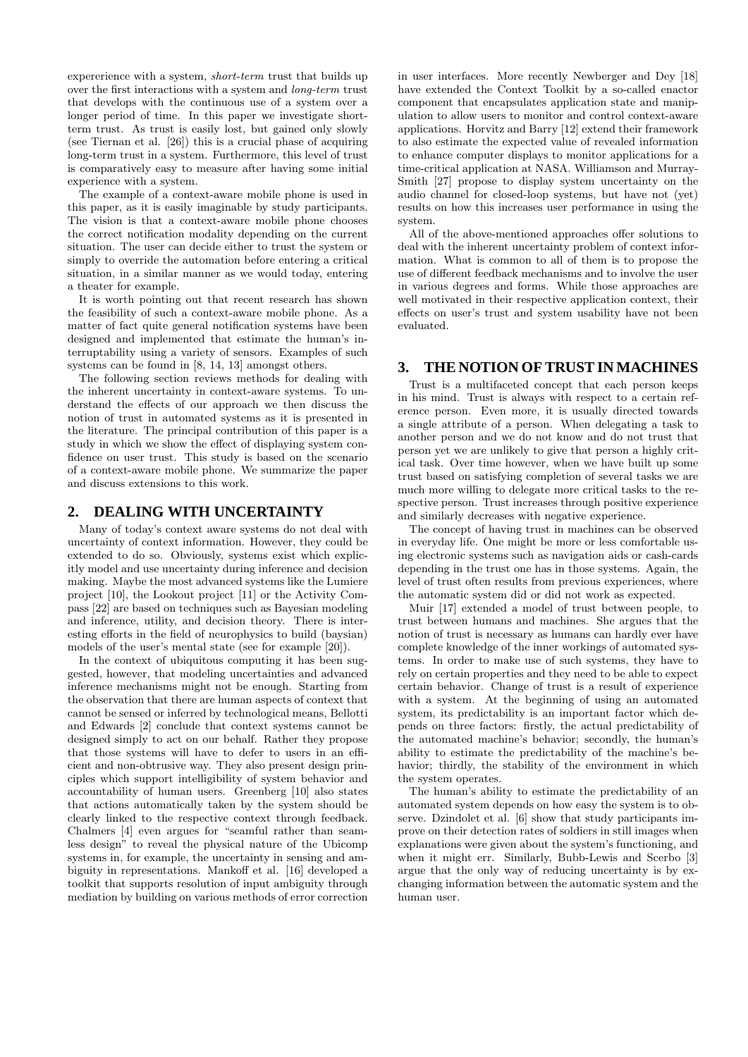expererience with a system, *short-term* trust that builds up over the first interactions with a system and *long-term* trust that develops with the continuous use of a system over a longer period of time. In this paper we investigate short-term trust. As trust is easily lost, but gained only slowly (see Tiernan et al. [26]) this is a crucial phase of acquiring long-term trust in a system. Furthermore, this level of trust is comparatively easy to measure after having some initial experience with a system.

The example of a context-aware mobile phone is used in this paper, as it is easily imaginable by study participants. The vision is that a context-aware mobile phone chooses the correct notification modality depending on the current situation. The user can decide either to trust the system or simply to override the automation before entering a critical situation, in a similar manner as we would today, entering a theater for example.

It is worth pointing out that recent research has shown the feasibility of such a context-aware mobile phone. As a matter of fact quite general notification systems have been designed and implemented that estimate the human's interruptability using a variety of sensors. Examples of such systems can be found in [8, 14, 13] amongst others.

The following section reviews methods for dealing with the inherent uncertainty in context-aware systems. To understand the effects of our approach we then discuss the notion of trust in automated systems as it is presented in the literature. The principal contribution of this paper is a study in which we show the effect of displaying system confidence on user trust. This study is based on the scenario of a context-aware mobile phone. We summarize the paper and discuss extensions to this work.

## 2. DEALING WITH UNCERTAINTY

Many of today's context aware systems do not deal with uncertainty of context information. However, they could be extended to do so. Obviously, systems exist which explicitly model and use uncertainty during inference and decision making. Maybe the most advanced systems like the Lumiere project [10], the Lookout project [11] or the Activity Compass [22] are based on techniques such as Bayesian modeling and inference, utility, and decision theory. There is interesting efforts in the field of neurophysics to build (baysian) models of the user's mental state (see for example [20]).

In the context of ubiquitous computing it has been suggested, however, that modeling uncertainties and advanced inference mechanisms might not be enough. Starting from the observation that there are human aspects of context that cannot be sensed or inferred by technological means, Bellotti and Edwards [2] conclude that context systems cannot be designed simply to act on our behalf. Rather they propose that those systems will have to defer to users in an efficient and non-obtrusive way. They also present design principles which support intelligibility of system behavior and accountability of human users. Greenberg [10] also states that actions automatically taken by the system should be clearly linked to the respective context through feedback. Chalmers [4] even argues for "seamful rather than seamless design" to reveal the physical nature of the Ubicomp systems in, for example, the uncertainty in sensing and ambiguity in representations. Mankoff et al. [16] developed a toolkit that supports resolution of input ambiguity through mediation by building on various methods of error correction in user interfaces. More recently Newberger and Dey [18] have extended the Context Toolkit by a so-called enactor component that encapsulates application state and manipulation to allow users to monitor and control context-aware applications. Horvitz and Barry [12] extend their framework to also estimate the expected value of revealed information to enhance computer displays to monitor applications for a time-critical application at NASA. Williamson and Murray-Smith [27] propose to display system uncertainty on the audio channel for closed-loop systems, but have not (yet) results on how this increases user performance in using the system.

All of the above-mentioned approaches offer solutions to deal with the inherent uncertainty problem of context information. What is common to all of them is to propose the use of different feedback mechanisms and to involve the user in various degrees and forms. While those approaches are well motivated in their respective application context, their effects on user's trust and system usability have not been evaluated.

## 3. THE NOTION OF TRUST IN MACHINES

Trust is a multifaceted concept that each person keeps in his mind. Trust is always with respect to a certain reference person. Even more, it is usually directed towards a single attribute of a person. When delegating a task to another person and we do not know and do not trust that person yet we are unlikely to give that person a highly critical task. Over time however, when we have built up some trust based on satisfying completion of several tasks we are much more willing to delegate more critical tasks to the respective person. Trust increases through positive experience and similarly decreases with negative experience.

The concept of having trust in machines can be observed in everyday life. One might be more or less comfortable using electronic systems such as navigation aids or cash-cards depending in the trust one has in those systems. Again, the level of trust often results from previous experiences, where the automatic system did or did not work as expected.

Muir [17] extended a model of trust between people, to trust between humans and machines. She argues that the notion of trust is necessary as humans can hardly ever have complete knowledge of the inner workings of automated systems. In order to make use of such systems, they have to rely on certain properties and they need to be able to expect certain behavior. Change of trust is a result of experience with a system. At the beginning of using an automated system, its predictability is an important factor which depends on three factors: firstly, the actual predictability of the automated machine's behavior; secondly, the human's ability to estimate the predictability of the machine's behavior; thirdly, the stability of the environment in which the system operates.

The human's ability to estimate the predictability of an automated system depends on how easy the system is to observe. Dzindolet et al. [6] show that study participants improve on their detection rates of soldiers in still images when explanations were given about the system's functioning, and when it might err. Similarly, Bubb-Lewis and Scerbo [3] argue that the only way of reducing uncertainty is by exchanging information between the automatic system and the human user.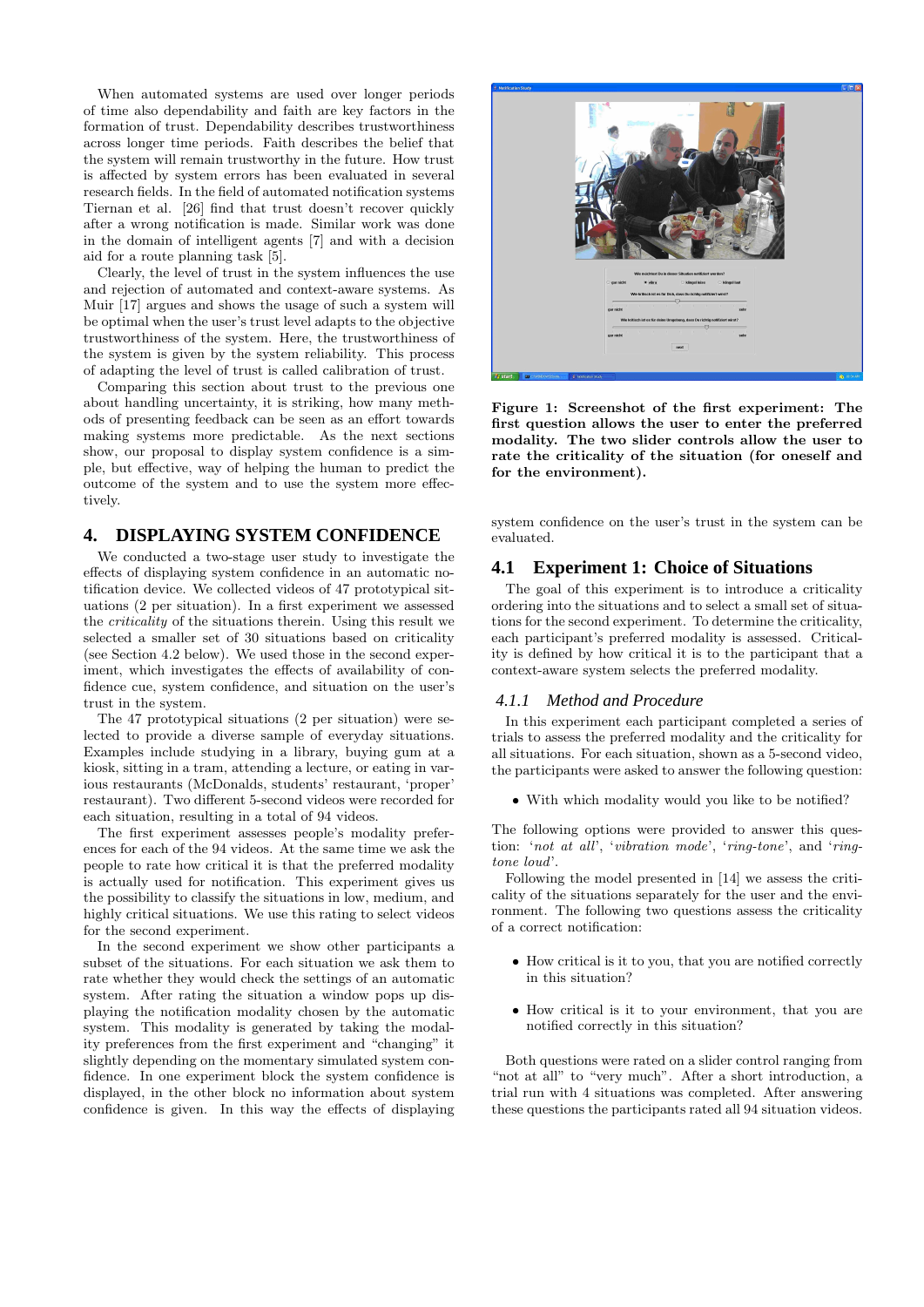When automated systems are used over longer periods of time also dependability and faith are key factors in the formation of trust. Dependability describes trustworthiness across longer time periods. Faith describes the belief that the system will remain trustworthy in the future. How trust is affected by system errors has been evaluated in several research fields. In the field of automated notification systems Tiernan et al. [26] find that trust doesn't recover quickly after a wrong notification is made. Similar work was done in the domain of intelligent agents [7] and with a decision aid for a route planning task [5].

Clearly, the level of trust in the system influences the use and rejection of automated and context-aware systems. As Muir [17] argues and shows the usage of such a system will be optimal when the user's trust level adapts to the objective trustworthiness of the system. Here, the trustworthiness of the system is given by the system reliability. This process of adapting the level of trust is called calibration of trust.

Comparing this section about trust to the previous one about handling uncertainty, it is striking, how many methods of presenting feedback can be seen as an effort towards making systems more predictable. As the next sections show, our proposal to display system confidence is a simple, but effective, way of helping the human to predict the outcome of the system and to use the system more effectively.

# 4. DISPLAYING SYSTEM CONFIDENCE

We conducted a two-stage user study to investigate the effects of displaying system confidence in an automatic notification device. We collected videos of 47 prototypical situations (2 per situation). In a first experiment we assessed the *criticality* of the situations therein. Using this result we selected a smaller set of 30 situations based on criticality (see Section 4.2 below). We used those in the second experiment, which investigates the effects of availability of confidence cue, system confidence, and situation on the user's trust in the system.

The 47 prototypical situations (2 per situation) were selected to provide a diverse sample of everyday situations. Examples include studying in a library, buying gum at a kiosk, sitting in a tram, attending a lecture, or eating in various restaurants (McDonalds, students' restaurant, 'proper' restaurant). Two different 5-second videos were recorded for each situation, resulting in a total of 94 videos.

The first experiment assesses people's modality preferences for each of the 94 videos. At the same time we ask the people to rate how critical it is that the preferred modality is actually used for notification. This experiment gives us the possibility to classify the situations in low, medium, and highly critical situations. We use this rating to select videos for the second experiment.

In the second experiment we show other participants a subset of the situations. For each situation we ask them to rate whether they would check the settings of an automatic system. After rating the situation a window pops up displaying the notification modality chosen by the automatic system. This modality is generated by taking the modality preferences from the first experiment and "changing" it slightly depending on the momentary simulated system confidence. In one experiment block the system confidence is displayed, in the other block no information about system confidence is given. In this way the effects of displaying system confidence on the user's trust in the system can be evaluated.

**Figure 1: Screenshot of the first experiment: The first question allows the user to enter the preferred modality. The two slider controls allow the user to rate the criticality of the situation (for oneself and for the environment).**

## 4.1 Experiment 1: Choice of Situations

The goal of this experiment is to introduce a criticality ordering into the situations and to select a small set of situations for the second experiment. To determine the criticality, each participant's preferred modality is assessed. Criticality is defined by how critical it is to the participant that a context-aware system selects the preferred modality.

### 4.1.1 *Method and Procedure*

In this experiment each participant completed a series of trials to assess the preferred modality and the criticality for all situations. For each situation, shown as a 5-second video, the participants were asked to answer the following question:

- With which modality would you like to be notified?

The following options were provided to answer this question: '*not at all*', '*vibration mode*', '*ring-tone*', and '*ring-tone loud*'.

Following the model presented in [14] we assess the criticality of the situations separately for the user and the environment. The following two questions assess the criticality of a correct notification:

- How critical is it to you, that you are notified correctly in this situation?
- How critical is it to your environment, that you are notified correctly in this situation?

Both questions were rated on a slider control ranging from "not at all" to "very much". After a short introduction, a trial run with 4 situations was completed. After answering these questions the participants rated all 94 situation videos.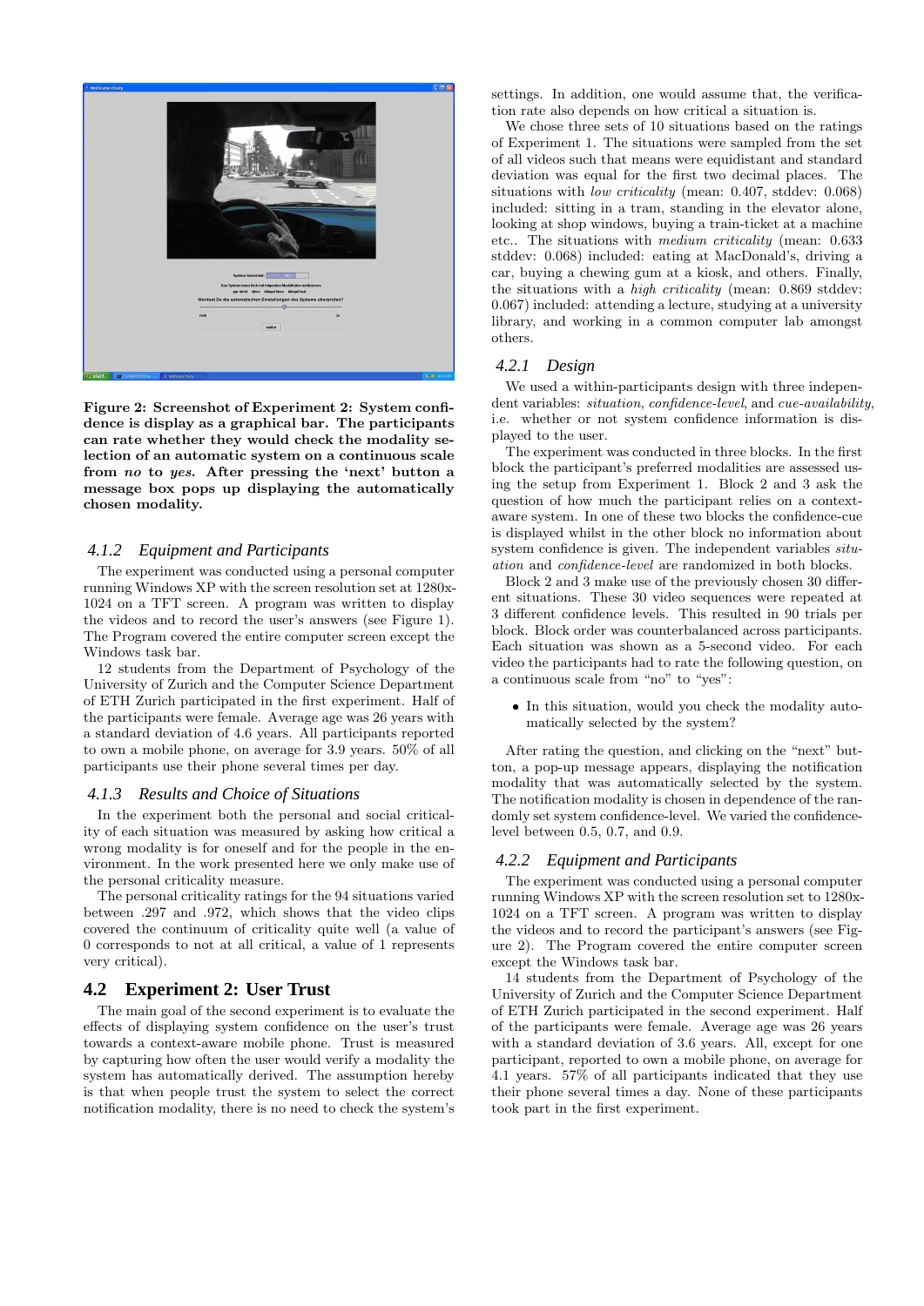**Figure 2: Screenshot of Experiment 2: System confidence is display as a graphical bar. The participants can rate whether they would check the modality selection of an automatic system on a continuous scale from *no* to *yes*. After pressing the 'next' button a message box pops up displaying the automatically chosen modality.**

### 4.1.2 Equipment and Participants

The experiment was conducted using a personal computer running Windows XP with the screen resolution set at 1280x-1024 on a TFT screen. A program was written to display the videos and to record the user's answers (see Figure 1). The Program covered the entire computer screen except the Windows task bar.

12 students from the Department of Psychology of the University of Zurich and the Computer Science Department of ETH Zurich participated in the first experiment. Half of the participants were female. Average age was 26 years with a standard deviation of 4.6 years. All participants reported to own a mobile phone, on average for 3.9 years. 50% of all participants use their phone several times per day.

### 4.1.3 Results and Choice of Situations

In the experiment both the personal and social criticality of each situation was measured by asking how critical a wrong modality is for oneself and for the people in the environment. In the work presented here we only make use of the personal criticality measure.

The personal criticality ratings for the 94 situations varied between .297 and .972, which shows that the video clips covered the continuum of criticality quite well (a value of 0 corresponds to not at all critical, a value of 1 represents very critical).

## 4.2 Experiment 2: User Trust

The main goal of the second experiment is to evaluate the effects of displaying system confidence on the user's trust towards a context-aware mobile phone. Trust is measured by capturing how often the user would verify a modality the system has automatically derived. The assumption hereby is that when people trust the system to select the correct notification modality, there is no need to check the system's settings. In addition, one would assume that, the verification rate also depends on how critical a situation is.

We chose three sets of 10 situations based on the ratings of Experiment 1. The situations were sampled from the set of all videos such that means were equidistant and standard deviation was equal for the first two decimal places. The situations with *low criticality* (mean: 0.407, stddev: 0.068) included: sitting in a tram, standing in the elevator alone, looking at shop windows, buying a train-ticket at a machine etc.. The situations with *medium criticality* (mean: 0.633 stddev: 0.068) included: eating at MacDonald's, driving a car, buying a chewing gum at a kiosk, and others. Finally, the situations with a *high criticality* (mean: 0.869 stddev: 0.067) included: attending a lecture, studying at a university library, and working in a common computer lab amongst others.

### 4.2.1 Design

We used a within-participants design with three independent variables: *situation*, *confidence-level*, and *cue-availability*, i.e. whether or not system confidence information is displayed to the user.

The experiment was conducted in three blocks. In the first block the participant's preferred modalities are assessed using the setup from Experiment 1. Block 2 and 3 ask the question of how much the participant relies on a context-aware system. In one of these two blocks the confidence-cue is displayed whilst in the other block no information about system confidence is given. The independent variables *situation* and *confidence-level* are randomized in both blocks.

Block 2 and 3 make use of the previously chosen 30 different situations. These 30 video sequences were repeated at 3 different confidence levels. This resulted in 90 trials per block. Block order was counterbalanced across participants. Each situation was shown as a 5-second video. For each video the participants had to rate the following question, on a continuous scale from "no" to "yes":

- In this situation, would you check the modality automatically selected by the system?

After rating the question, and clicking on the "next" button, a pop-up message appears, displaying the notification modality that was automatically selected by the system. The notification modality is chosen in dependence of the randomly set system confidence-level. We varied the confidence-level between 0.5, 0.7, and 0.9.

### 4.2.2 Equipment and Participants

The experiment was conducted using a personal computer running Windows XP with the screen resolution set to 1280x-1024 on a TFT screen. A program was written to display the videos and to record the participant's answers (see Figure 2). The Program covered the entire computer screen except the Windows task bar.

14 students from the Department of Psychology of the University of Zurich and the Computer Science Department of ETH Zurich participated in the second experiment. Half of the participants were female. Average age was 26 years with a standard deviation of 3.6 years. All, except for one participant, reported to own a mobile phone, on average for 4.1 years. 57% of all participants indicated that they use their phone several times a day. None of these participants took part in the first experiment.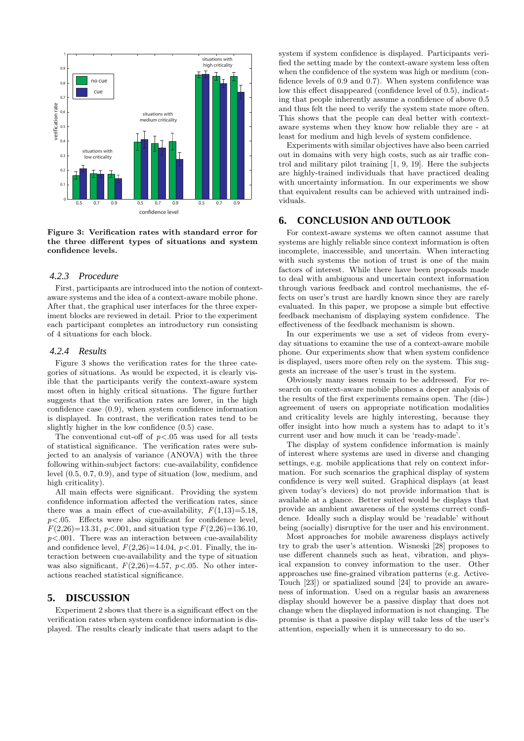1
0.9
0.8
0.7
0.6
0.5
0.4
0.3
0.2
0.1
0

verification rate

no cue
cue

situations with low criticality

situations with medium criticality

situations with high criticality

0.5 0.7 0.9 0.5 0.7 0.9 0.5 0.7 0.9

confidence level

**Figure 3: Verification rates with standard error for the three different types of situations and system confidence levels.**

### *4.2.3 Procedure*

First, participants are introduced into the notion of context-aware systems and the idea of a context-aware mobile phone. After that, the graphical user interfaces for the three experiment blocks are reviewed in detail. Prior to the experiment each participant completes an introductory run consisting of 4 situations for each block.

### *4.2.4 Results*

Figure 3 shows the verification rates for the three categories of situations. As would be expected, it is clearly visible that the participants verify the context-aware system most often in highly critical situations. The figure further suggests that the verification rates are lower, in the high confidence case (0.9), when system confidence information is displayed. In contrast, the verification rates tend to be slightly higher in the low confidence (0.5) case.

The conventional cut-off of $p<.05$ was used for all tests of statistical significance. The verification rates were subjected to an analysis of variance (ANOVA) with the three following within-subject factors: cue-availability, confidence level (0.5, 0.7, 0.9), and type of situation (low, medium, and high criticality).

All main effects were significant. Providing the system confidence information affected the verification rates, since there was a main effect of cue-availability, $F(1,13)=5.18$, $p<.05$. Effects were also significant for confidence level, $F(2,26)=13.31$, $p<.001$, and situation type $F(2,26)=136.10$, $p<.001$. There was an interaction between cue-availability and confidence level, $F(2,26)=14.04$, $p<.01$. Finally, the interaction between cue-availability and the type of situation was also significant, $F(2,26)=4.57$, $p<.05$. No other interactions reached statistical significance.

## 5. DISCUSSION

Experiment 2 shows that there is a significant effect on the verification rates when system confidence information is displayed. The results clearly indicate that users adapt to the system if system confidence is displayed. Participants verified the setting made by the context-aware system less often when the confidence of the system was high or medium (confidence levels of 0.9 and 0.7). When system confidence was low this effect disappeared (confidence level of 0.5), indicating that people inherently assume a confidence of above 0.5 and thus felt the need to verify the system state more often. This shows that the people can deal better with context-aware systems when they know how reliable they are - at least for medium and high levels of system confidence.

Experiments with similar objectives have also been carried out in domains with very high costs, such as air traffic control and military pilot training [1, 9, 19]. Here the subjects are highly-trained individuals that have practiced dealing with uncertainty information. In our experiments we show that equivalent results can be achieved with untrained individuals.

## 6. CONCLUSION AND OUTLOOK

For context-aware systems we often cannot assume that systems are highly reliable since context information is often incomplete, inaccessible, and uncertain. When interacting with such systems the notion of trust is one of the main factors of interest. While there have been proposals made to deal with ambiguous and uncertain context information through various feedback and control mechanisms, the effects on user's trust are hardly known since they are rarely evaluated. In this paper, we propose a simple but effective feedback mechanism of displaying system confidence. The effectiveness of the feedback mechanism is shown.

In our experiments we use a set of videos from everyday situations to examine the use of a context-aware mobile phone. Our experiments show that when system confidence is displayed, users more often rely on the system. This suggests an increase of the user's trust in the system.

Obviously many issues remain to be addressed. For research on context-aware mobile phones a deeper analysis of the results of the first experiments remains open. The (dis-)agreement of users on appropriate notification modalities and criticality levels are highly interesting, because they offer insight into how much a system has to adapt to it's current user and how much it can be 'ready-made'.

The display of system confidence information is mainly of interest where systems are used in diverse and changing settings, e.g. mobile applications that rely on context information. For such scenarios the graphical display of system confidence is very well suited. Graphical displays (at least given today's devices) do not provide information that is available at a glance. Better suited would be displays that provide an ambient awareness of the systems currect confidence. Ideally such a display would be 'readable' without being (socially) disruptive for the user and his environment.

Most approaches for mobile awareness displays actively try to grab the user's attention. Wisneski [28] proposes to use different channels such as heat, vibration, and physical expansion to convey information to the user. Other approaches use fine-grained vibration patterns (e.g. Active-Touch [23]) or spatialized sound [24] to provide an awareness of information. Used on a regular basis an awareness display should however be a passive display that does not change when the displayed information is not changing. The promise is that a passive display will take less of the user's attention, especially when it is unnecessary to do so.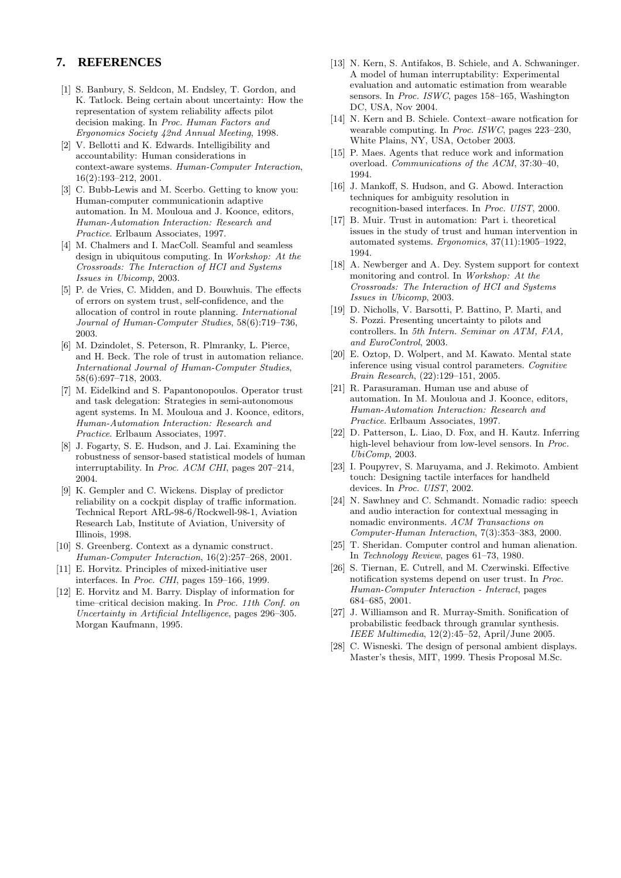## 7. REFERENCES

[1] S. Banbury, S. Seldcon, M. Endsley, T. Gordon, and K. Tatlock. Being certain about uncertainty: How the representation of system reliability affects pilot decision making. In *Proc. Human Factors and Ergonomics Society 42nd Annual Meeting*, 1998.

[2] V. Bellotti and K. Edwards. Intelligibility and accountability: Human considerations in context-aware systems. *Human-Computer Interaction*, 16(2):193–212, 2001.

[3] C. Bubb-Lewis and M. Scerbo. Getting to know you: Human-computer communicationin adaptive automation. In M. Mouloua and J. Koonce, editors, *Human-Automation Interaction: Research and Practice*. Erlbaum Associates, 1997.

[4] M. Chalmers and I. MacColl. Seamful and seamless design in ubiquitous computing. In *Workshop: At the Crossroads: The Interaction of HCI and Systems Issues in Ubicomp*, 2003.

[5] P. de Vries, C. Midden, and D. Bouwhuis. The effects of errors on system trust, self-confidence, and the allocation of control in route planning. *International Journal of Human-Computer Studies*, 58(6):719–736, 2003.

[6] M. Dzindolet, S. Peterson, R. Plmranky, L. Pierce, and H. Beck. The role of trust in automation reliance. *International Journal of Human-Computer Studies*, 58(6):697–718, 2003.

[7] M. Eidelkind and S. Papantonopoulos. Operator trust and task delegation: Strategies in semi-autonomous agent systems. In M. Mouloua and J. Koonce, editors, *Human-Automation Interaction: Research and Practice*. Erlbaum Associates, 1997.

[8] J. Fogarty, S. E. Hudson, and J. Lai. Examining the robustness of sensor-based statistical models of human interruptability. In *Proc. ACM CHI*, pages 207–214, 2004.

[9] K. Gempler and C. Wickens. Display of predictor reliability on a cockpit display of traffic information. Technical Report ARL-98-6/Rockwell-98-1, Aviation Research Lab, Institute of Aviation, University of Illinois, 1998.

[10] S. Greenberg. Context as a dynamic construct. *Human-Computer Interaction*, 16(2):257–268, 2001.

[11] E. Horvitz. Principles of mixed-initiative user interfaces. In *Proc. CHI*, pages 159–166, 1999.

[12] E. Horvitz and M. Barry. Display of information for time–critical decision making. In *Proc. 11th Conf. on Uncertainty in Artificial Intelligence*, pages 296–305. Morgan Kaufmann, 1995.

[13] N. Kern, S. Antifakos, B. Schiele, and A. Schwaninger. A model of human interruptability: Experimental evaluation and automatic estimation from wearable sensors. In *Proc. ISWC*, pages 158–165, Washington DC, USA, Nov 2004.

[14] N. Kern and B. Schiele. Context–aware notfication for wearable computing. In *Proc. ISWC*, pages 223–230, White Plains, NY, USA, October 2003.

[15] P. Maes. Agents that reduce work and information overload. *Communications of the ACM*, 37:30–40, 1994.

[16] J. Mankoff, S. Hudson, and G. Abowd. Interaction techniques for ambiguity resolution in recognition-based interfaces. In *Proc. UIST*, 2000.

[17] B. Muir. Trust in automation: Part i. theoretical issues in the study of trust and human intervention in automated systems. *Ergonomics*, 37(11):1905–1922, 1994.

[18] A. Newberger and A. Dey. System support for context monitoring and control. In *Workshop: At the Crossroads: The Interaction of HCI and Systems Issues in Ubicomp*, 2003.

[19] D. Nicholls, V. Barsotti, P. Battino, P. Marti, and S. Pozzi. Presenting uncertainty to pilots and controllers. In *5th Intern. Seminar on ATM, FAA, and EuroControl*, 2003.

[20] E. Oztop, D. Wolpert, and M. Kawato. Mental state inference using visual control parameters. *Cognitive Brain Research*, (22):129–151, 2005.

[21] R. Parasuraman. Human use and abuse of automation. In M. Mouloua and J. Koonce, editors, *Human-Automation Interaction: Research and Practice*. Erlbaum Associates, 1997.

[22] D. Patterson, L. Liao, D. Fox, and H. Kautz. Inferring high-level behaviour from low-level sensors. In *Proc. UbiComp*, 2003.

[23] I. Poupyrev, S. Maruyama, and J. Rekimoto. Ambient touch: Designing tactile interfaces for handheld devices. In *Proc. UIST*, 2002.

[24] N. Sawhney and C. Schmandt. Nomadic radio: speech and audio interaction for contextual messaging in nomadic environments. *ACM Transactions on Computer-Human Interaction*, 7(3):353–383, 2000.

[25] T. Sheridan. Computer control and human alienation. In *Technology Review*, pages 61–73, 1980.

[26] S. Tiernan, E. Cutrell, and M. Czerwinski. Effective notification systems depend on user trust. In *Proc. Human-Computer Interaction - Interact*, pages 684–685, 2001.

[27] J. Williamson and R. Murray-Smith. Sonification of probabilistic feedback through granular synthesis. *IEEE Multimedia*, 12(2):45–52, April/June 2005.

[28] C. Wisneski. The design of personal ambient displays. Master's thesis, MIT, 1999. Thesis Proposal M.Sc.